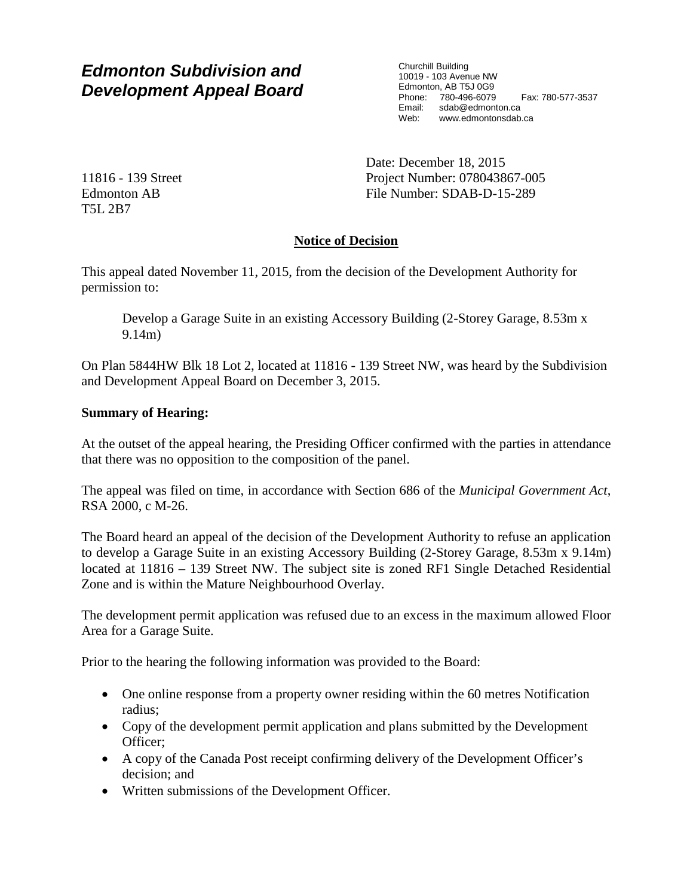# *Edmonton Subdivision and Development Appeal Board*

Churchill Building
10019 - 103 Avenue NW
Edmonton, AB T5J 0G9
Phone: 780-496-6079 Fax: 780-577-3537
Email: sdab@edmonton.ca
Web: www.edmontonsdab.ca

11816 - 139 Street
Edmonton AB
T5L 2B7

Date: December 18, 2015
Project Number: 078043867-005
File Number: SDAB-D-15-289

## Notice of Decision

This appeal dated November 11, 2015, from the decision of the Development Authority for permission to:

> Develop a Garage Suite in an existing Accessory Building (2-Storey Garage, 8.53m x 9.14m)

On Plan 5844HW Blk 18 Lot 2, located at 11816 - 139 Street NW, was heard by the Subdivision and Development Appeal Board on December 3, 2015.

**Summary of Hearing:**

At the outset of the appeal hearing, the Presiding Officer confirmed with the parties in attendance that there was no opposition to the composition of the panel.

The appeal was filed on time, in accordance with Section 686 of the *Municipal Government Act*, RSA 2000, c M-26.

The Board heard an appeal of the decision of the Development Authority to refuse an application to develop a Garage Suite in an existing Accessory Building (2-Storey Garage, 8.53m x 9.14m) located at 11816 – 139 Street NW. The subject site is zoned RF1 Single Detached Residential Zone and is within the Mature Neighbourhood Overlay.

The development permit application was refused due to an excess in the maximum allowed Floor Area for a Garage Suite.

Prior to the hearing the following information was provided to the Board:

- One online response from a property owner residing within the 60 metres Notification radius;
- Copy of the development permit application and plans submitted by the Development Officer;
- A copy of the Canada Post receipt confirming delivery of the Development Officer's decision; and
- Written submissions of the Development Officer.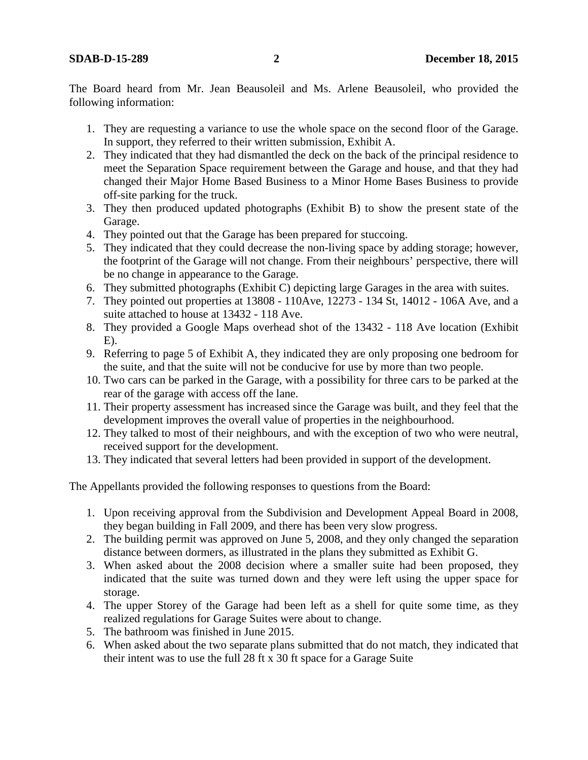The Board heard from Mr. Jean Beausoleil and Ms. Arlene Beausoleil, who provided the following information:

1. They are requesting a variance to use the whole space on the second floor of the Garage. In support, they referred to their written submission, Exhibit A.
2. They indicated that they had dismantled the deck on the back of the principal residence to meet the Separation Space requirement between the Garage and house, and that they had changed their Major Home Based Business to a Minor Home Bases Business to provide off-site parking for the truck.
3. They then produced updated photographs (Exhibit B) to show the present state of the Garage.
4. They pointed out that the Garage has been prepared for stuccoing.
5. They indicated that they could decrease the non-living space by adding storage; however, the footprint of the Garage will not change. From their neighbours' perspective, there will be no change in appearance to the Garage.
6. They submitted photographs (Exhibit C) depicting large Garages in the area with suites.
7. They pointed out properties at 13808 - 110Ave, 12273 - 134 St, 14012 - 106A Ave, and a suite attached to house at 13432 - 118 Ave.
8. They provided a Google Maps overhead shot of the 13432 - 118 Ave location (Exhibit E).
9. Referring to page 5 of Exhibit A, they indicated they are only proposing one bedroom for the suite, and that the suite will not be conducive for use by more than two people.
10. Two cars can be parked in the Garage, with a possibility for three cars to be parked at the rear of the garage with access off the lane.
11. Their property assessment has increased since the Garage was built, and they feel that the development improves the overall value of properties in the neighbourhood.
12. They talked to most of their neighbours, and with the exception of two who were neutral, received support for the development.
13. They indicated that several letters had been provided in support of the development.

The Appellants provided the following responses to questions from the Board:

1. Upon receiving approval from the Subdivision and Development Appeal Board in 2008, they began building in Fall 2009, and there has been very slow progress.
2. The building permit was approved on June 5, 2008, and they only changed the separation distance between dormers, as illustrated in the plans they submitted as Exhibit G.
3. When asked about the 2008 decision where a smaller suite had been proposed, they indicated that the suite was turned down and they were left using the upper space for storage.
4. The upper Storey of the Garage had been left as a shell for quite some time, as they realized regulations for Garage Suites were about to change.
5. The bathroom was finished in June 2015.
6. When asked about the two separate plans submitted that do not match, they indicated that their intent was to use the full 28 ft x 30 ft space for a Garage Suite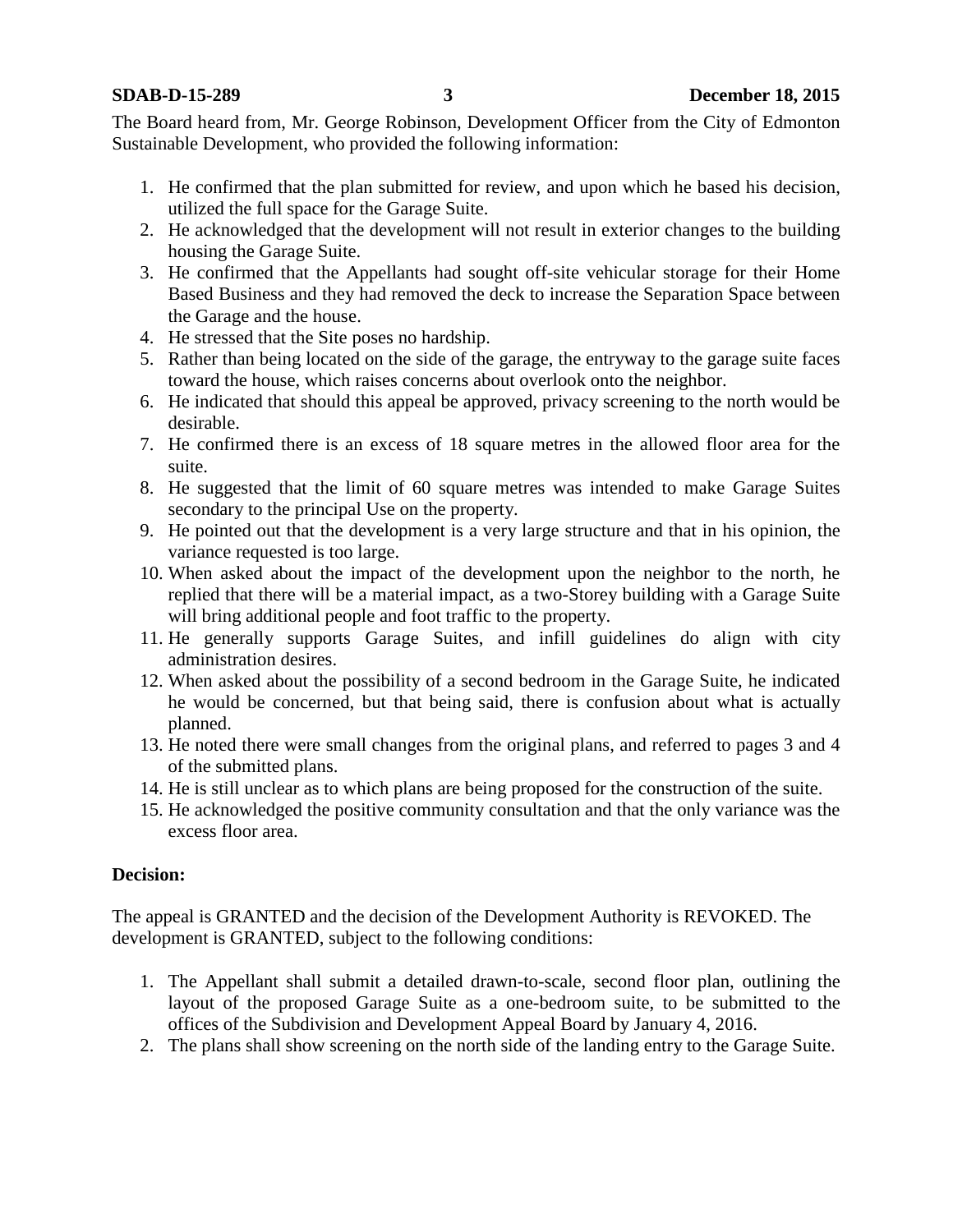The Board heard from, Mr. George Robinson, Development Officer from the City of Edmonton Sustainable Development, who provided the following information:

1. He confirmed that the plan submitted for review, and upon which he based his decision, utilized the full space for the Garage Suite.
2. He acknowledged that the development will not result in exterior changes to the building housing the Garage Suite.
3. He confirmed that the Appellants had sought off-site vehicular storage for their Home Based Business and they had removed the deck to increase the Separation Space between the Garage and the house.
4. He stressed that the Site poses no hardship.
5. Rather than being located on the side of the garage, the entryway to the garage suite faces toward the house, which raises concerns about overlook onto the neighbor.
6. He indicated that should this appeal be approved, privacy screening to the north would be desirable.
7. He confirmed there is an excess of 18 square metres in the allowed floor area for the suite.
8. He suggested that the limit of 60 square metres was intended to make Garage Suites secondary to the principal Use on the property.
9. He pointed out that the development is a very large structure and that in his opinion, the variance requested is too large.
10. When asked about the impact of the development upon the neighbor to the north, he replied that there will be a material impact, as a two-Storey building with a Garage Suite will bring additional people and foot traffic to the property.
11. He generally supports Garage Suites, and infill guidelines do align with city administration desires.
12. When asked about the possibility of a second bedroom in the Garage Suite, he indicated he would be concerned, but that being said, there is confusion about what is actually planned.
13. He noted there were small changes from the original plans, and referred to pages 3 and 4 of the submitted plans.
14. He is still unclear as to which plans are being proposed for the construction of the suite.
15. He acknowledged the positive community consultation and that the only variance was the excess floor area.

**Decision:**

The appeal is GRANTED and the decision of the Development Authority is REVOKED. The development is GRANTED, subject to the following conditions:

1. The Appellant shall submit a detailed drawn-to-scale, second floor plan, outlining the layout of the proposed Garage Suite as a one-bedroom suite, to be submitted to the offices of the Subdivision and Development Appeal Board by January 4, 2016.
2. The plans shall show screening on the north side of the landing entry to the Garage Suite.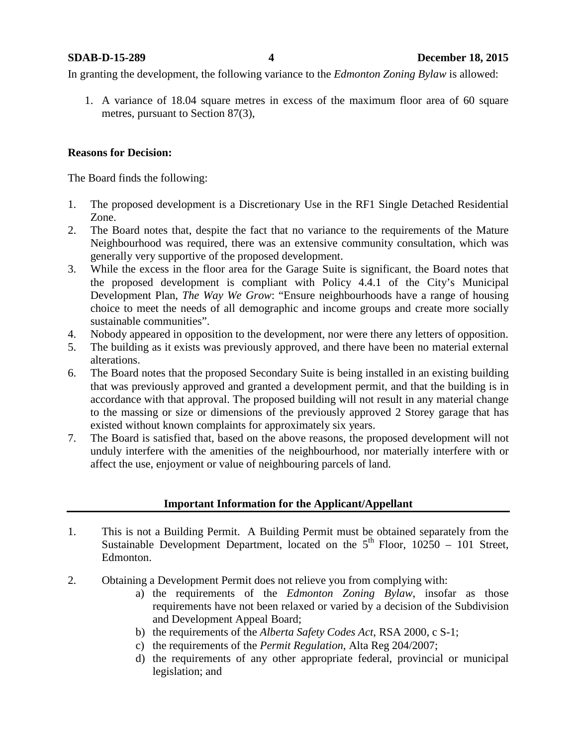In granting the development, the following variance to the *Edmonton Zoning Bylaw* is allowed:

1. A variance of 18.04 square metres in excess of the maximum floor area of 60 square metres, pursuant to Section 87(3),

**Reasons for Decision:**

The Board finds the following:

1. The proposed development is a Discretionary Use in the RF1 Single Detached Residential Zone.
2. The Board notes that, despite the fact that no variance to the requirements of the Mature Neighbourhood was required, there was an extensive community consultation, which was generally very supportive of the proposed development.
3. While the excess in the floor area for the Garage Suite is significant, the Board notes that the proposed development is compliant with Policy 4.4.1 of the City's Municipal Development Plan, *The Way We Grow*: "Ensure neighbourhoods have a range of housing choice to meet the needs of all demographic and income groups and create more socially sustainable communities".
4. Nobody appeared in opposition to the development, nor were there any letters of opposition.
5. The building as it exists was previously approved, and there have been no material external alterations.
6. The Board notes that the proposed Secondary Suite is being installed in an existing building that was previously approved and granted a development permit, and that the building is in accordance with that approval. The proposed building will not result in any material change to the massing or size or dimensions of the previously approved 2 Storey garage that has existed without known complaints for approximately six years.
7. The Board is satisfied that, based on the above reasons, the proposed development will not unduly interfere with the amenities of the neighbourhood, nor materially interfere with or affect the use, enjoyment or value of neighbouring parcels of land.

**Important Information for the Applicant/Appellant**

1. This is not a Building Permit. A Building Permit must be obtained separately from the Sustainable Development Department, located on the 5th Floor, 10250 – 101 Street, Edmonton.

2. Obtaining a Development Permit does not relieve you from complying with:
   a) the requirements of the *Edmonton Zoning Bylaw*, insofar as those requirements have not been relaxed or varied by a decision of the Subdivision and Development Appeal Board;
   b) the requirements of the *Alberta Safety Codes Act*, RSA 2000, c S-1;
   c) the requirements of the *Permit Regulation*, Alta Reg 204/2007;
   d) the requirements of any other appropriate federal, provincial or municipal legislation; and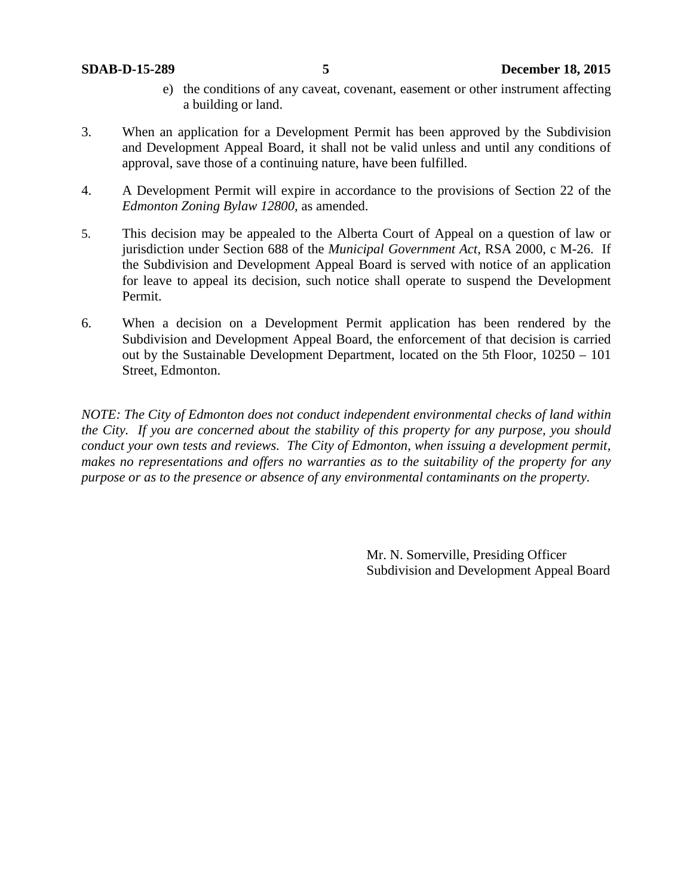e) the conditions of any caveat, covenant, easement or other instrument affecting a building or land.

3. When an application for a Development Permit has been approved by the Subdivision and Development Appeal Board, it shall not be valid unless and until any conditions of approval, save those of a continuing nature, have been fulfilled.

4. A Development Permit will expire in accordance to the provisions of Section 22 of the *Edmonton Zoning Bylaw 12800*, as amended.

5. This decision may be appealed to the Alberta Court of Appeal on a question of law or jurisdiction under Section 688 of the *Municipal Government Act*, RSA 2000, c M-26. If the Subdivision and Development Appeal Board is served with notice of an application for leave to appeal its decision, such notice shall operate to suspend the Development Permit.

6. When a decision on a Development Permit application has been rendered by the Subdivision and Development Appeal Board, the enforcement of that decision is carried out by the Sustainable Development Department, located on the 5th Floor, 10250 – 101 Street, Edmonton.

*NOTE: The City of Edmonton does not conduct independent environmental checks of land within the City. If you are concerned about the stability of this property for any purpose, you should conduct your own tests and reviews. The City of Edmonton, when issuing a development permit, makes no representations and offers no warranties as to the suitability of the property for any purpose or as to the presence or absence of any environmental contaminants on the property.*

Mr. N. Somerville, Presiding Officer
Subdivision and Development Appeal Board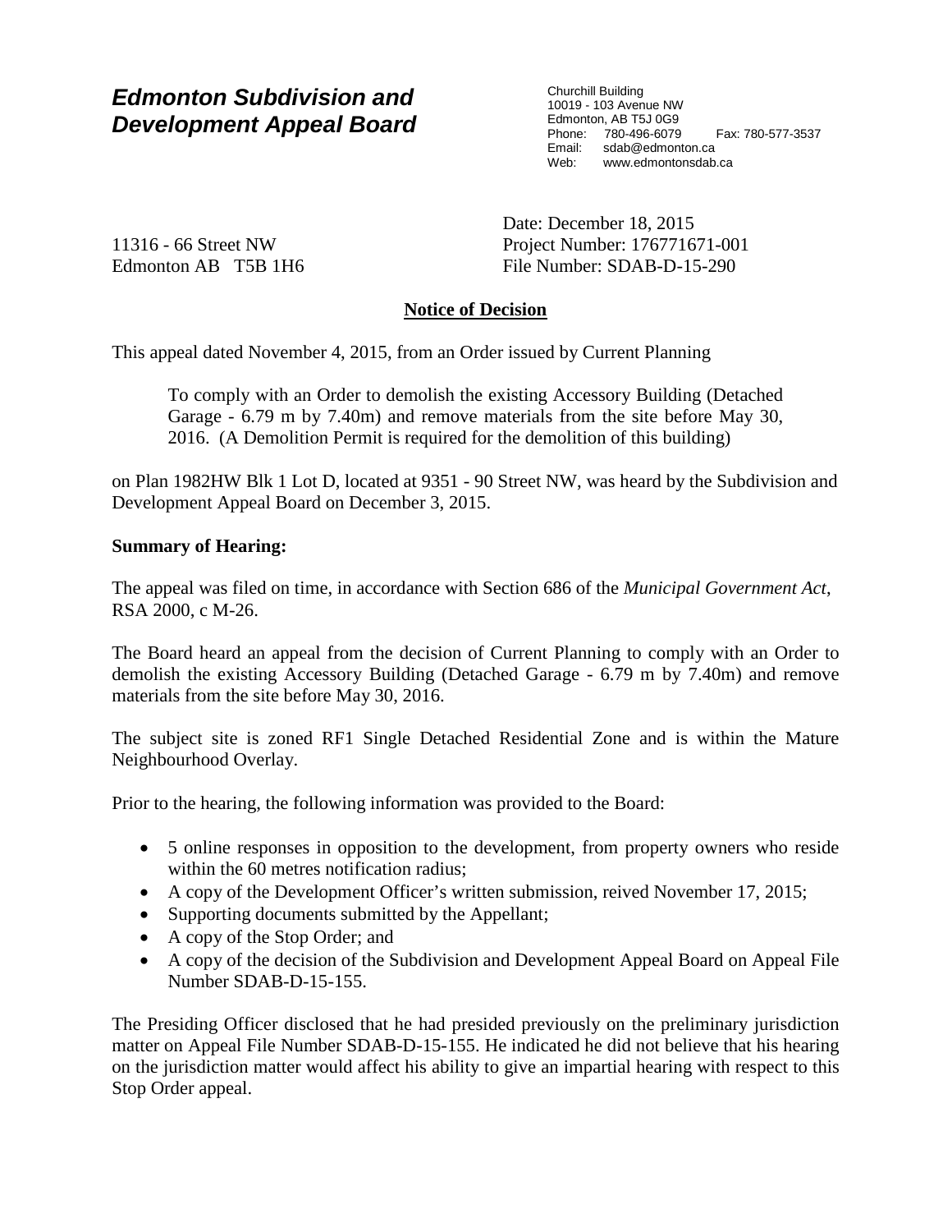# Edmonton Subdivision and Development Appeal Board

Churchill Building
10019 - 103 Avenue NW
Edmonton, AB T5J 0G9
Phone: 780-496-6079 Fax: 780-577-3537
Email: sdab@edmonton.ca
Web: www.edmontonsdab.ca

11316 - 66 Street NW
Edmonton AB T5B 1H6

Date: December 18, 2015
Project Number: 176771671-001
File Number: SDAB-D-15-290

## Notice of Decision

This appeal dated November 4, 2015, from an Order issued by Current Planning

> To comply with an Order to demolish the existing Accessory Building (Detached Garage - 6.79 m by 7.40m) and remove materials from the site before May 30, 2016. (A Demolition Permit is required for the demolition of this building)

on Plan 1982HW Blk 1 Lot D, located at 9351 - 90 Street NW, was heard by the Subdivision and Development Appeal Board on December 3, 2015.

**Summary of Hearing:**

The appeal was filed on time, in accordance with Section 686 of the *Municipal Government Act*, RSA 2000, c M-26.

The Board heard an appeal from the decision of Current Planning to comply with an Order to demolish the existing Accessory Building (Detached Garage - 6.79 m by 7.40m) and remove materials from the site before May 30, 2016.

The subject site is zoned RF1 Single Detached Residential Zone and is within the Mature Neighbourhood Overlay.

Prior to the hearing, the following information was provided to the Board:

- 5 online responses in opposition to the development, from property owners who reside within the 60 metres notification radius;
- A copy of the Development Officer's written submission, reived November 17, 2015;
- Supporting documents submitted by the Appellant;
- A copy of the Stop Order; and
- A copy of the decision of the Subdivision and Development Appeal Board on Appeal File Number SDAB-D-15-155.

The Presiding Officer disclosed that he had presided previously on the preliminary jurisdiction matter on Appeal File Number SDAB-D-15-155. He indicated he did not believe that his hearing on the jurisdiction matter would affect his ability to give an impartial hearing with respect to this Stop Order appeal.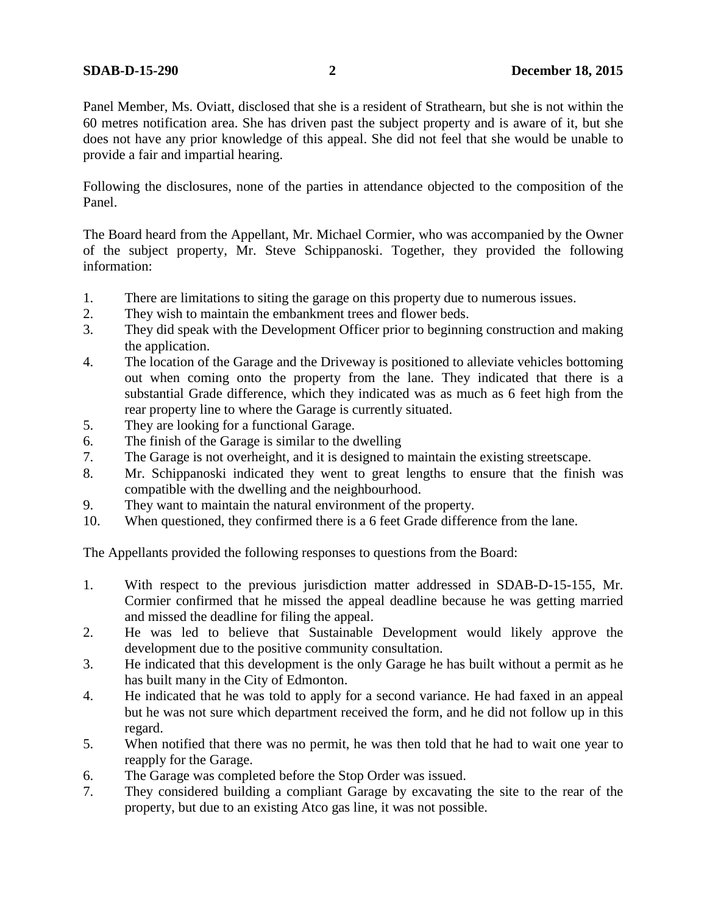Panel Member, Ms. Oviatt, disclosed that she is a resident of Strathearn, but she is not within the 60 metres notification area. She has driven past the subject property and is aware of it, but she does not have any prior knowledge of this appeal. She did not feel that she would be unable to provide a fair and impartial hearing.

Following the disclosures, none of the parties in attendance objected to the composition of the Panel.

The Board heard from the Appellant, Mr. Michael Cormier, who was accompanied by the Owner of the subject property, Mr. Steve Schippanoski. Together, they provided the following information:

1. There are limitations to siting the garage on this property due to numerous issues.
2. They wish to maintain the embankment trees and flower beds.
3. They did speak with the Development Officer prior to beginning construction and making the application.
4. The location of the Garage and the Driveway is positioned to alleviate vehicles bottoming out when coming onto the property from the lane. They indicated that there is a substantial Grade difference, which they indicated was as much as 6 feet high from the rear property line to where the Garage is currently situated.
5. They are looking for a functional Garage.
6. The finish of the Garage is similar to the dwelling
7. The Garage is not overheight, and it is designed to maintain the existing streetscape.
8. Mr. Schippanoski indicated they went to great lengths to ensure that the finish was compatible with the dwelling and the neighbourhood.
9. They want to maintain the natural environment of the property.
10. When questioned, they confirmed there is a 6 feet Grade difference from the lane.

The Appellants provided the following responses to questions from the Board:

1. With respect to the previous jurisdiction matter addressed in SDAB-D-15-155, Mr. Cormier confirmed that he missed the appeal deadline because he was getting married and missed the deadline for filing the appeal.
2. He was led to believe that Sustainable Development would likely approve the development due to the positive community consultation.
3. He indicated that this development is the only Garage he has built without a permit as he has built many in the City of Edmonton.
4. He indicated that he was told to apply for a second variance. He had faxed in an appeal but he was not sure which department received the form, and he did not follow up in this regard.
5. When notified that there was no permit, he was then told that he had to wait one year to reapply for the Garage.
6. The Garage was completed before the Stop Order was issued.
7. They considered building a compliant Garage by excavating the site to the rear of the property, but due to an existing Atco gas line, it was not possible.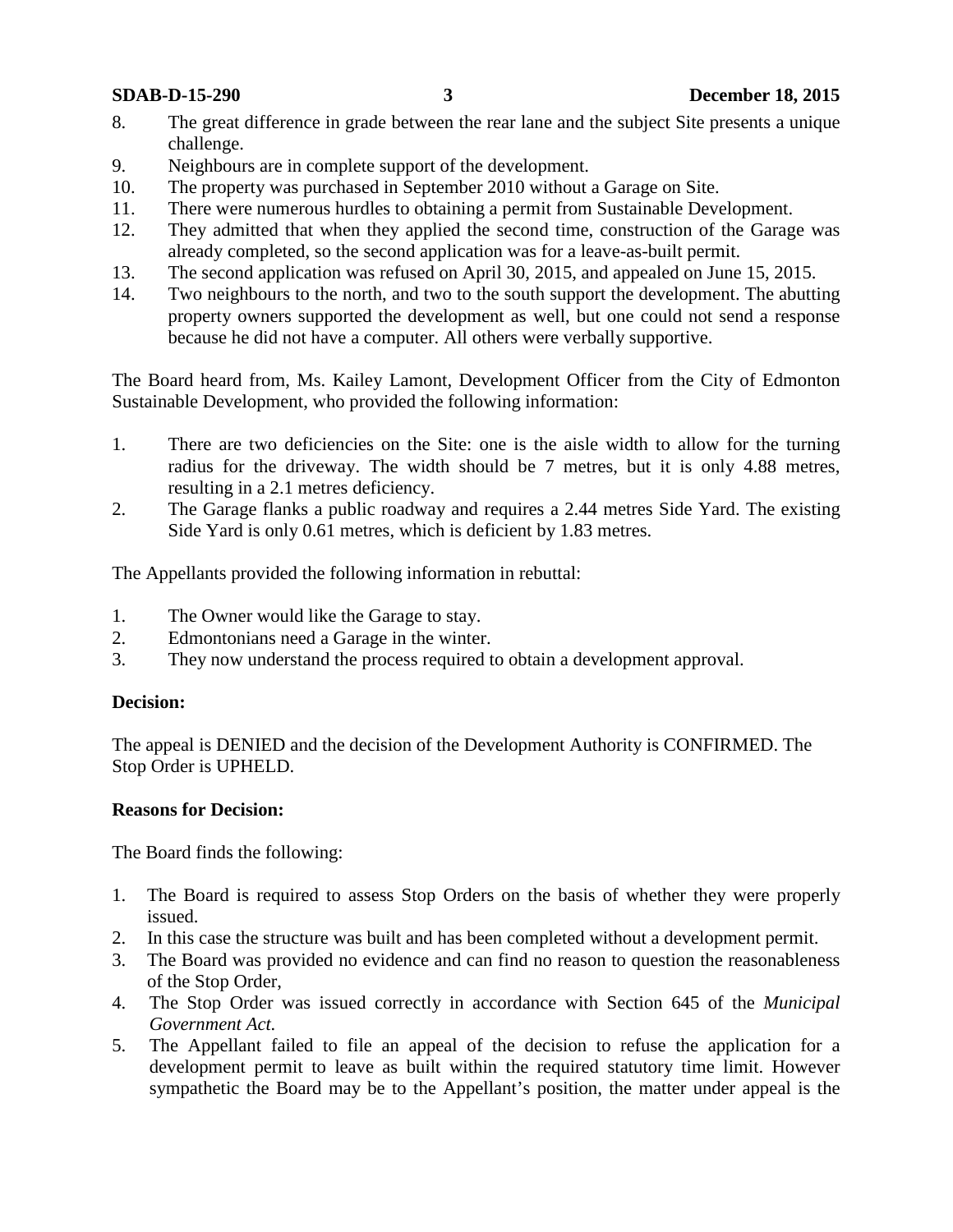8. The great difference in grade between the rear lane and the subject Site presents a unique challenge.
9. Neighbours are in complete support of the development.
10. The property was purchased in September 2010 without a Garage on Site.
11. There were numerous hurdles to obtaining a permit from Sustainable Development.
12. They admitted that when they applied the second time, construction of the Garage was already completed, so the second application was for a leave-as-built permit.
13. The second application was refused on April 30, 2015, and appealed on June 15, 2015.
14. Two neighbours to the north, and two to the south support the development. The abutting property owners supported the development as well, but one could not send a response because he did not have a computer. All others were verbally supportive.

The Board heard from, Ms. Kailey Lamont, Development Officer from the City of Edmonton Sustainable Development, who provided the following information:

1. There are two deficiencies on the Site: one is the aisle width to allow for the turning radius for the driveway. The width should be 7 metres, but it is only 4.88 metres, resulting in a 2.1 metres deficiency.
2. The Garage flanks a public roadway and requires a 2.44 metres Side Yard. The existing Side Yard is only 0.61 metres, which is deficient by 1.83 metres.

The Appellants provided the following information in rebuttal:

1. The Owner would like the Garage to stay.
2. Edmontonians need a Garage in the winter.
3. They now understand the process required to obtain a development approval.

**Decision:**

The appeal is DENIED and the decision of the Development Authority is CONFIRMED. The Stop Order is UPHELD.

**Reasons for Decision:**

The Board finds the following:

1. The Board is required to assess Stop Orders on the basis of whether they were properly issued.
2. In this case the structure was built and has been completed without a development permit.
3. The Board was provided no evidence and can find no reason to question the reasonableness of the Stop Order,
4. The Stop Order was issued correctly in accordance with Section 645 of the *Municipal Government Act*.
5. The Appellant failed to file an appeal of the decision to refuse the application for a development permit to leave as built within the required statutory time limit. However sympathetic the Board may be to the Appellant's position, the matter under appeal is the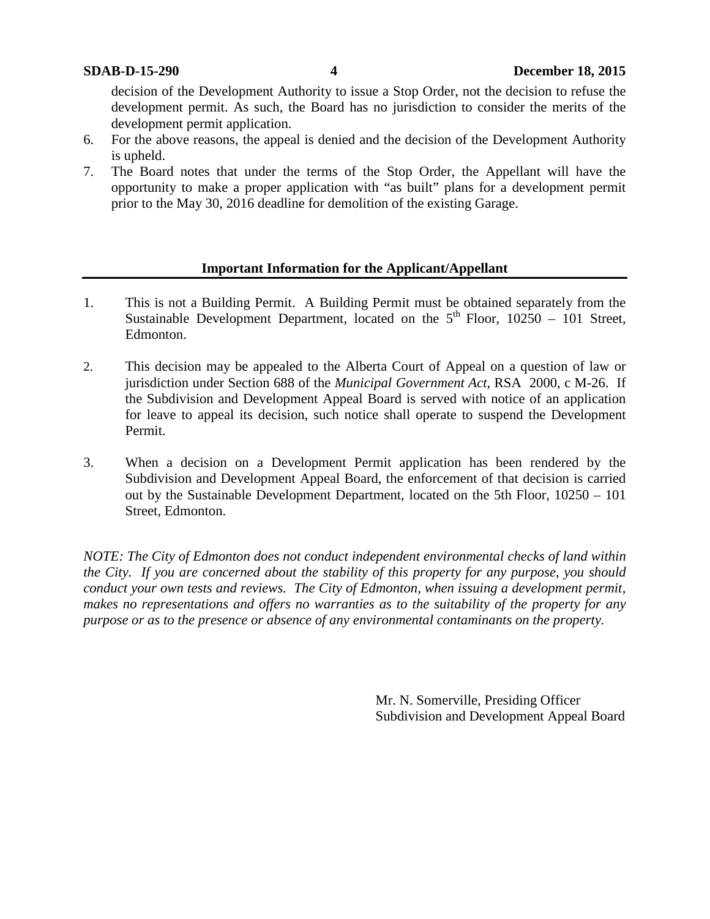decision of the Development Authority to issue a Stop Order, not the decision to refuse the development permit. As such, the Board has no jurisdiction to consider the merits of the development permit application.

6. For the above reasons, the appeal is denied and the decision of the Development Authority is upheld.
7. The Board notes that under the terms of the Stop Order, the Appellant will have the opportunity to make a proper application with "as built" plans for a development permit prior to the May 30, 2016 deadline for demolition of the existing Garage.

## Important Information for the Applicant/Appellant

1. This is not a Building Permit. A Building Permit must be obtained separately from the Sustainable Development Department, located on the 5th Floor, 10250 – 101 Street, Edmonton.

2. This decision may be appealed to the Alberta Court of Appeal on a question of law or jurisdiction under Section 688 of the *Municipal Government Act*, RSA 2000, c M-26. If the Subdivision and Development Appeal Board is served with notice of an application for leave to appeal its decision, such notice shall operate to suspend the Development Permit.

3. When a decision on a Development Permit application has been rendered by the Subdivision and Development Appeal Board, the enforcement of that decision is carried out by the Sustainable Development Department, located on the 5th Floor, 10250 – 101 Street, Edmonton.

*NOTE: The City of Edmonton does not conduct independent environmental checks of land within the City. If you are concerned about the stability of this property for any purpose, you should conduct your own tests and reviews. The City of Edmonton, when issuing a development permit, makes no representations and offers no warranties as to the suitability of the property for any purpose or as to the presence or absence of any environmental contaminants on the property.*

Mr. N. Somerville, Presiding Officer
Subdivision and Development Appeal Board